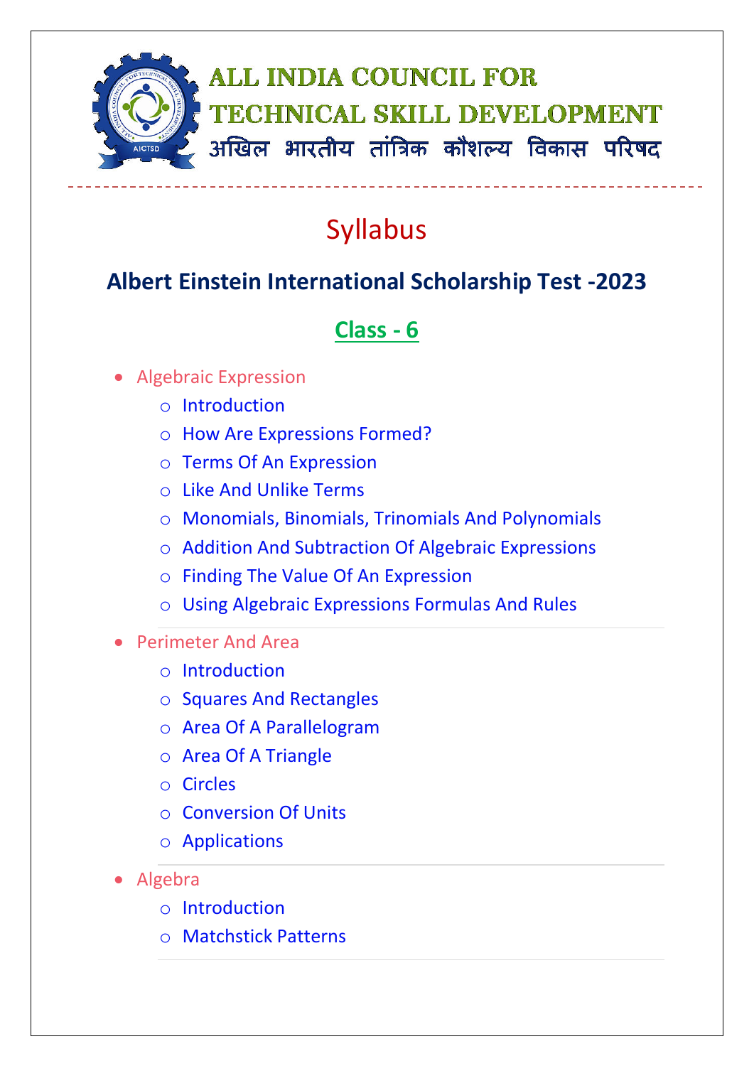# ALL INDIA COUNCIL FOR TECHNICAL SKILL DEVELOPMENT

# अखिल भारतीय तांत्रिक कौशल्य विकास परिषद

---

## Syllabus

## Albert Einstein International Scholarship Test -2023

## Class - 6

- Algebraic Expression
    - Introduction
    - How Are Expressions Formed?
    - Terms Of An Expression
    - Like And Unlike Terms
    - Monomials, Binomials, Trinomials And Polynomials
    - Addition And Subtraction Of Algebraic Expressions
    - Finding The Value Of An Expression
    - Using Algebraic Expressions Formulas And Rules
- Perimeter And Area
    - Introduction
    - Squares And Rectangles
    - Area Of A Parallelogram
    - Area Of A Triangle
    - Circles
    - Conversion Of Units
    - Applications
- Algebra
    - Introduction
    - Matchstick Patterns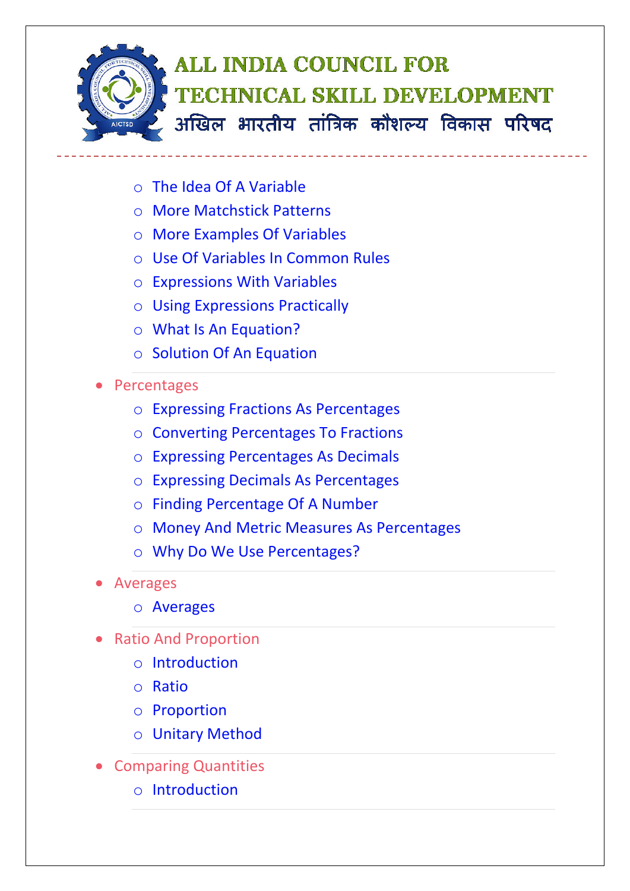- The Idea Of A Variable
  - More Matchstick Patterns
  - More Examples Of Variables
  - Use Of Variables In Common Rules
  - Expressions With Variables
  - Using Expressions Practically
  - What Is An Equation?
  - Solution Of An Equation

- Percentages
  - Expressing Fractions As Percentages
  - Converting Percentages To Fractions
  - Expressing Percentages As Decimals
  - Expressing Decimals As Percentages
  - Finding Percentage Of A Number
  - Money And Metric Measures As Percentages
  - Why Do We Use Percentages?

- Averages
  - Averages

- Ratio And Proportion
  - Introduction
  - Ratio
  - Proportion
  - Unitary Method

- Comparing Quantities
  - Introduction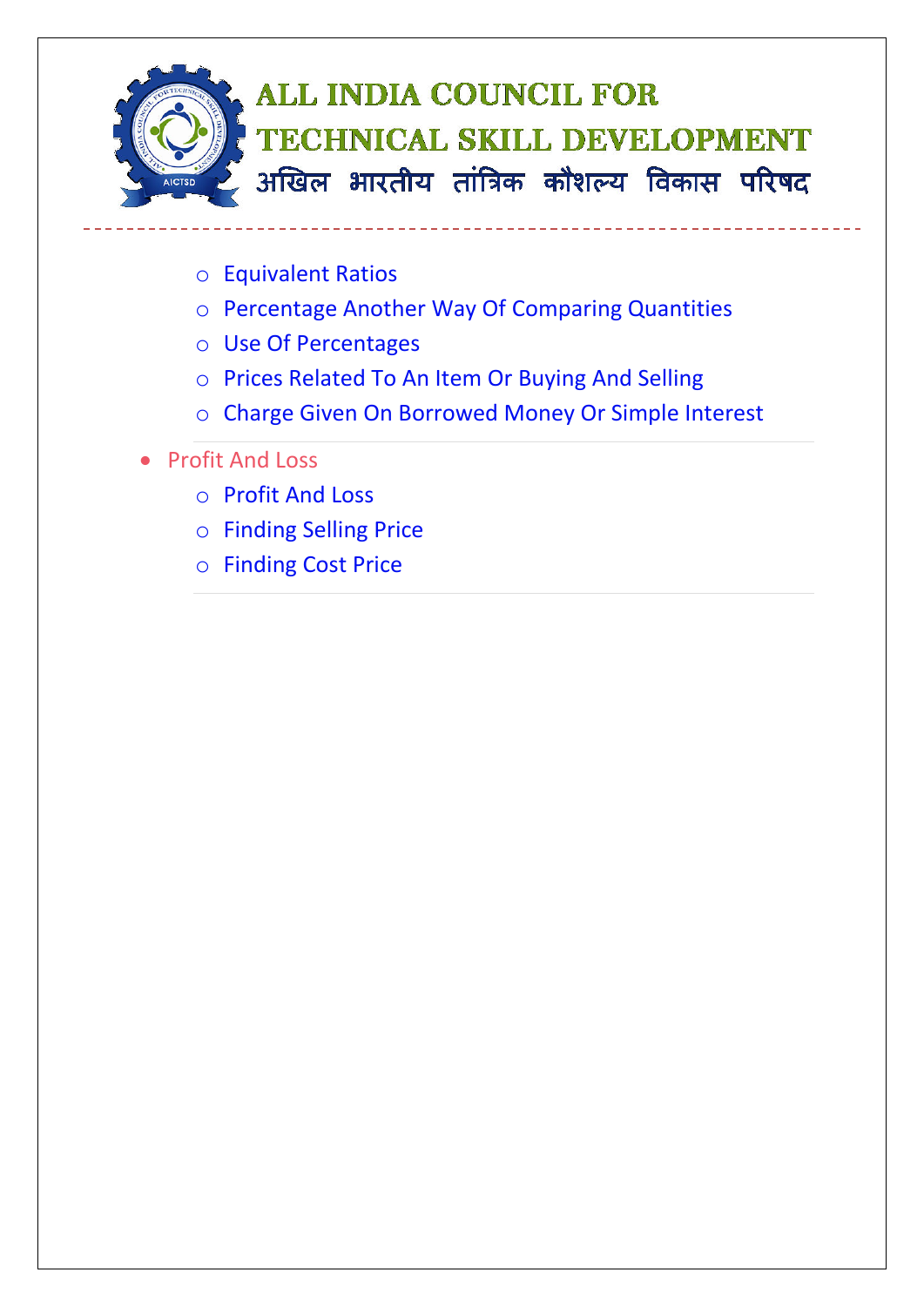- Equivalent Ratios
   - Percentage Another Way Of Comparing Quantities
   - Use Of Percentages
   - Prices Related To An Item Or Buying And Selling
   - Charge Given On Borrowed Money Or Simple Interest

- Profit And Loss
   - Profit And Loss
   - Finding Selling Price
   - Finding Cost Price